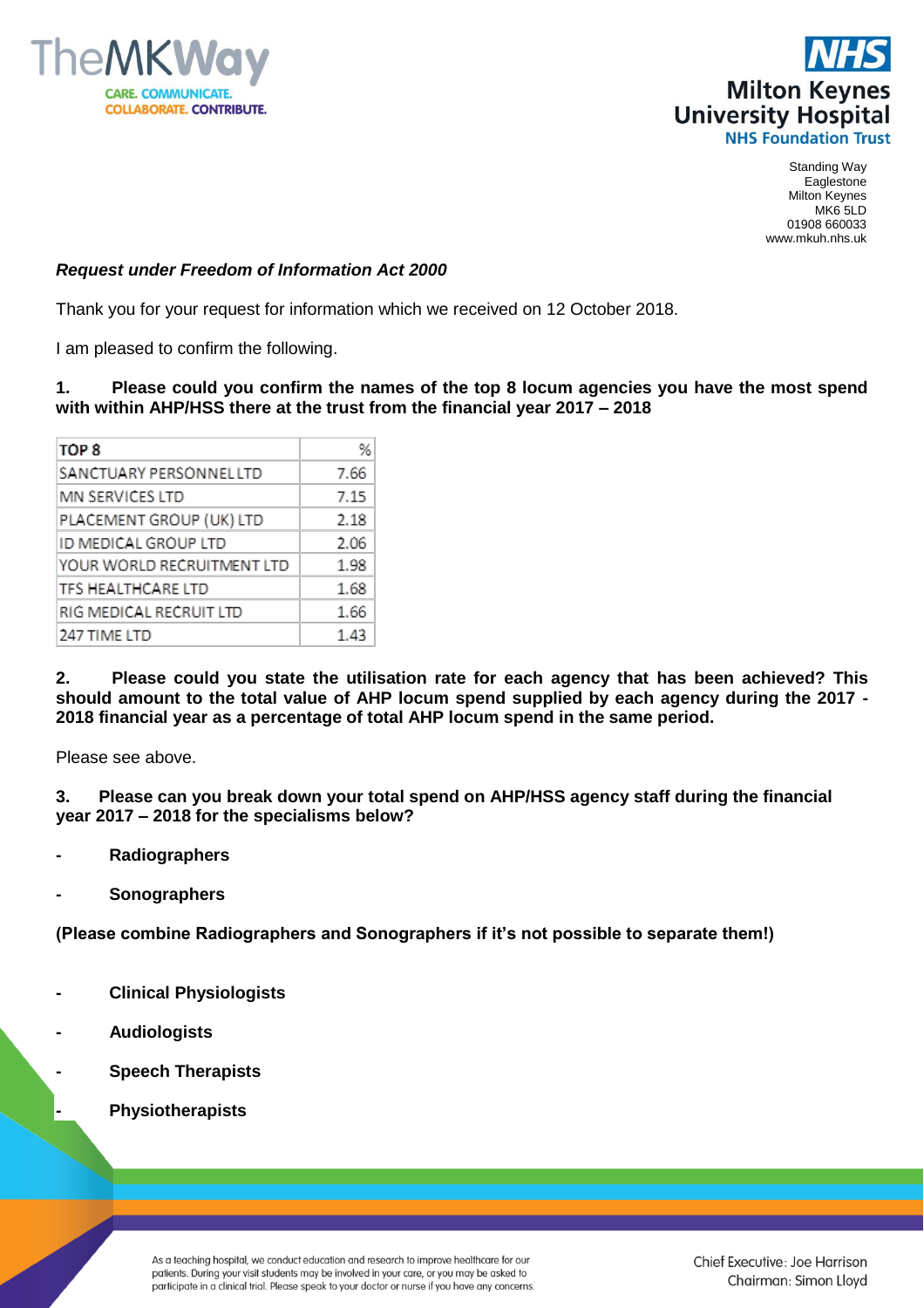Standing Way
Eaglestone
Milton Keynes
MK6 5LD
01908 660033
www.mkuh.nhs.uk

***Request under Freedom of Information Act 2000***

Thank you for your request for information which we received on 12 October 2018.

I am pleased to confirm the following.

**1. Please could you confirm the names of the top 8 locum agencies you have the most spend with within AHP/HSS there at the trust from the financial year 2017 – 2018**

| TOP 8 | % |
|---|---|
| SANCTUARY PERSONNEL LTD | 7.66 |
| MN SERVICES LTD | 7.15 |
| PLACEMENT GROUP (UK) LTD | 2.18 |
| ID MEDICAL GROUP LTD | 2.06 |
| YOUR WORLD RECRUITMENT LTD | 1.98 |
| TFS HEALTHCARE LTD | 1.68 |
| RIG MEDICAL RECRUIT LTD | 1.66 |
| 247 TIME LTD | 1.43 |

**2. Please could you state the utilisation rate for each agency that has been achieved? This should amount to the total value of AHP locum spend supplied by each agency during the 2017 - 2018 financial year as a percentage of total AHP locum spend in the same period.**

Please see above.

**3. Please can you break down your total spend on AHP/HSS agency staff during the financial year 2017 – 2018 for the specialisms below?**

- **Radiographers**
- **Sonographers**

**(Please combine Radiographers and Sonographers if it's not possible to separate them!)**

- **Clinical Physiologists**
- **Audiologists**
- **Speech Therapists**
- **Physiotherapists**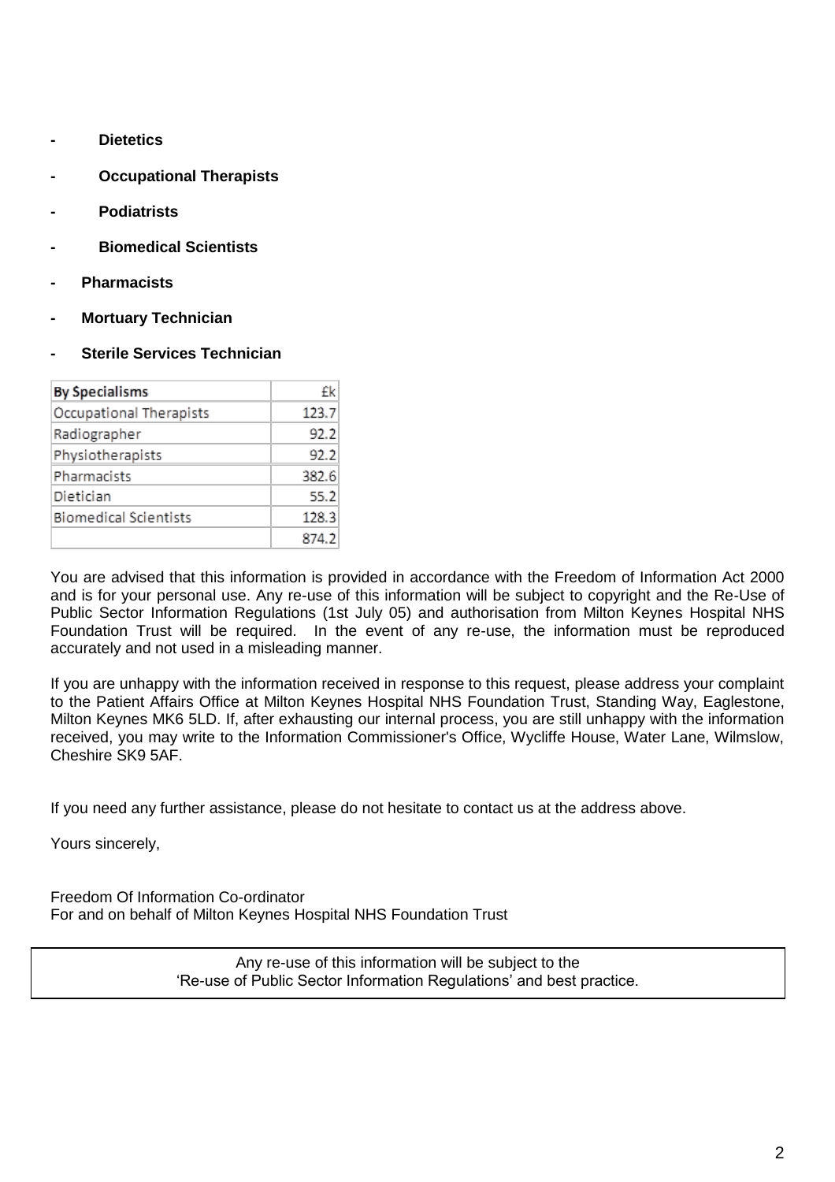- **Dietetics**
- **Occupational Therapists**
- **Podiatrists**
- **Biomedical Scientists**
- **Pharmacists**
- **Mortuary Technician**
- **Sterile Services Technician**

| By Specialisms | £k |
|---|---|
| Occupational Therapists | 123.7 |
| Radiographer | 92.2 |
| Physiotherapists | 92.2 |
| Pharmacists | 382.6 |
| Dietician | 55.2 |
| Biomedical Scientists | 128.3 |
| | 874.2 |

You are advised that this information is provided in accordance with the Freedom of Information Act 2000 and is for your personal use. Any re-use of this information will be subject to copyright and the Re-Use of Public Sector Information Regulations (1st July 05) and authorisation from Milton Keynes Hospital NHS Foundation Trust will be required. In the event of any re-use, the information must be reproduced accurately and not used in a misleading manner.

If you are unhappy with the information received in response to this request, please address your complaint to the Patient Affairs Office at Milton Keynes Hospital NHS Foundation Trust, Standing Way, Eaglestone, Milton Keynes MK6 5LD. If, after exhausting our internal process, you are still unhappy with the information received, you may write to the Information Commissioner's Office, Wycliffe House, Water Lane, Wilmslow, Cheshire SK9 5AF.

If you need any further assistance, please do not hesitate to contact us at the address above.

Yours sincerely,

Freedom Of Information Co-ordinator
For and on behalf of Milton Keynes Hospital NHS Foundation Trust

Any re-use of this information will be subject to the
'Re-use of Public Sector Information Regulations' and best practice.